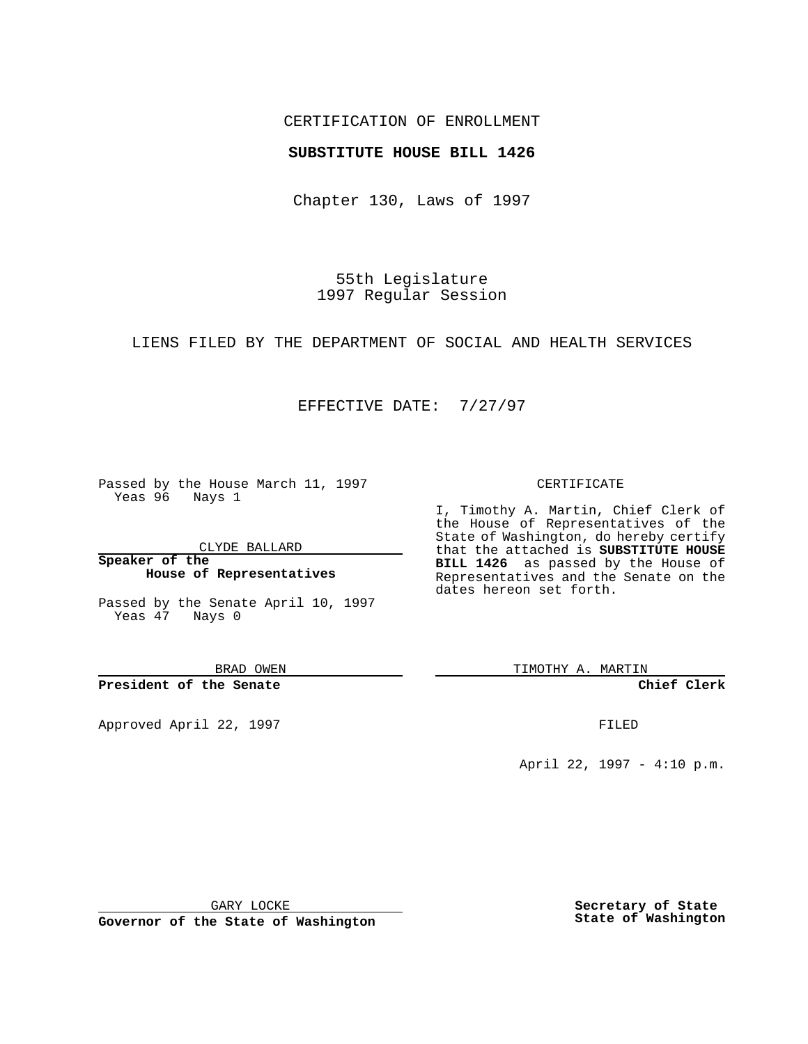CERTIFICATION OF ENROLLMENT

**SUBSTITUTE HOUSE BILL 1426**

Chapter 130, Laws of 1997

55th Legislature
1997 Regular Session

LIENS FILED BY THE DEPARTMENT OF SOCIAL AND HEALTH SERVICES

EFFECTIVE DATE: 7/27/97

Passed by the House March 11, 1997
Yeas 96 Nays 1

CLYDE BALLARD

**Speaker of the House of Representatives**

Passed by the Senate April 10, 1997
Yeas 47 Nays 0

BRAD OWEN

**President of the Senate**

Approved April 22, 1997

GARY LOCKE

**Governor of the State of Washington**

CERTIFICATE

I, Timothy A. Martin, Chief Clerk of the House of Representatives of the State of Washington, do hereby certify that the attached is **SUBSTITUTE HOUSE BILL 1426** as passed by the House of Representatives and the Senate on the dates hereon set forth.

TIMOTHY A. MARTIN

**Chief Clerk**

FILED

April 22, 1997 - 4:10 p.m.

**Secretary of State**
**State of Washington**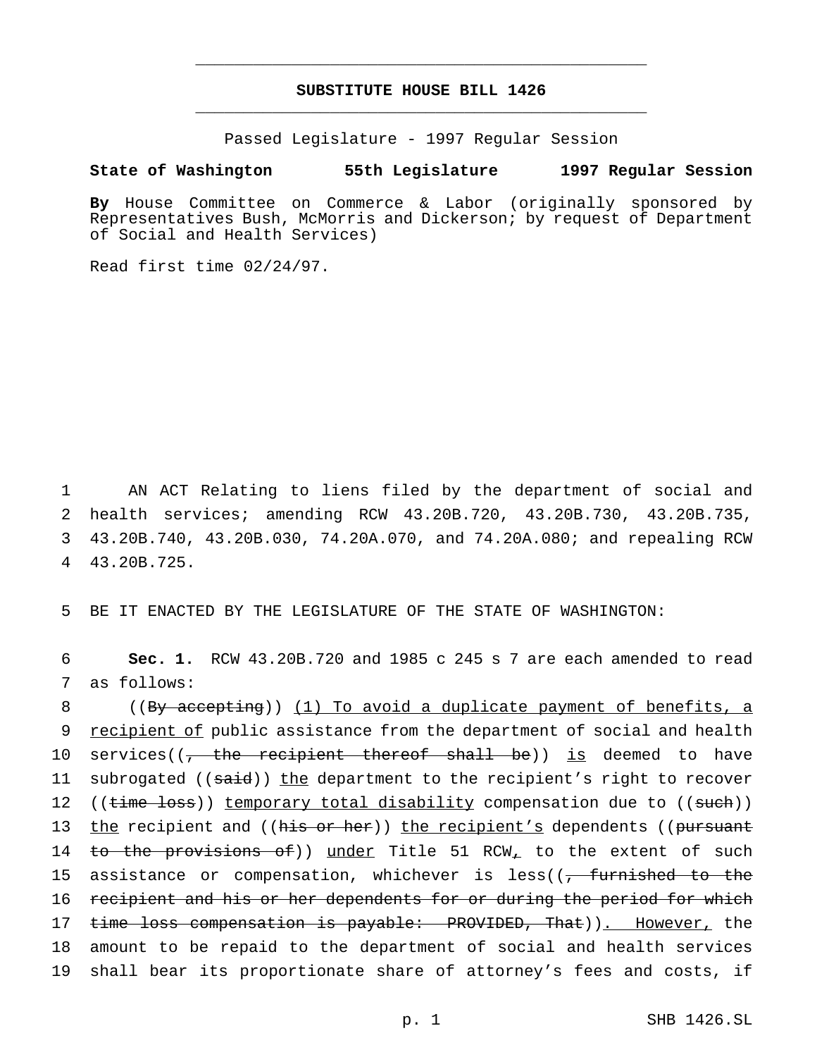# SUBSTITUTE HOUSE BILL 1426

Passed Legislature - 1997 Regular Session

**State of Washington 55th Legislature 1997 Regular Session**

**By** House Committee on Commerce & Labor (originally sponsored by Representatives Bush, McMorris and Dickerson; by request of Department of Social and Health Services)

Read first time 02/24/97.

1 AN ACT Relating to liens filed by the department of social and 2 health services; amending RCW 43.20B.720, 43.20B.730, 43.20B.735, 3 43.20B.740, 43.20B.030, 74.20A.070, and 74.20A.080; and repealing RCW 4 43.20B.725.

5 BE IT ENACTED BY THE LEGISLATURE OF THE STATE OF WASHINGTON:

6 **Sec. 1.** RCW 43.20B.720 and 1985 c 245 s 7 are each amended to read 7 as follows:

8 ((~~By accepting~~)) <u>(1) To avoid a duplicate payment of benefits, a</u> 9 <u>recipient of</u> public assistance from the department of social and health 10 services((~~, the recipient thereof shall be~~)) <u>is</u> deemed to have 11 subrogated ((~~said~~)) <u>the</u> department to the recipient's right to recover 12 ((~~time loss~~)) <u>temporary total disability</u> compensation due to ((~~such~~)) 13 <u>the</u> recipient and ((~~his or her~~)) <u>the recipient's</u> dependents ((~~pursuant~~ 14 ~~to the provisions of~~)) <u>under</u> Title 51 RCW<u>,</u> to the extent of such 15 assistance or compensation, whichever is less((~~, furnished to the~~ 16 ~~recipient and his or her dependents for or during the period for which~~ 17 ~~time loss compensation is payable: PROVIDED, That~~))<u>. However,</u> the 18 amount to be repaid to the department of social and health services 19 shall bear its proportionate share of attorney's fees and costs, if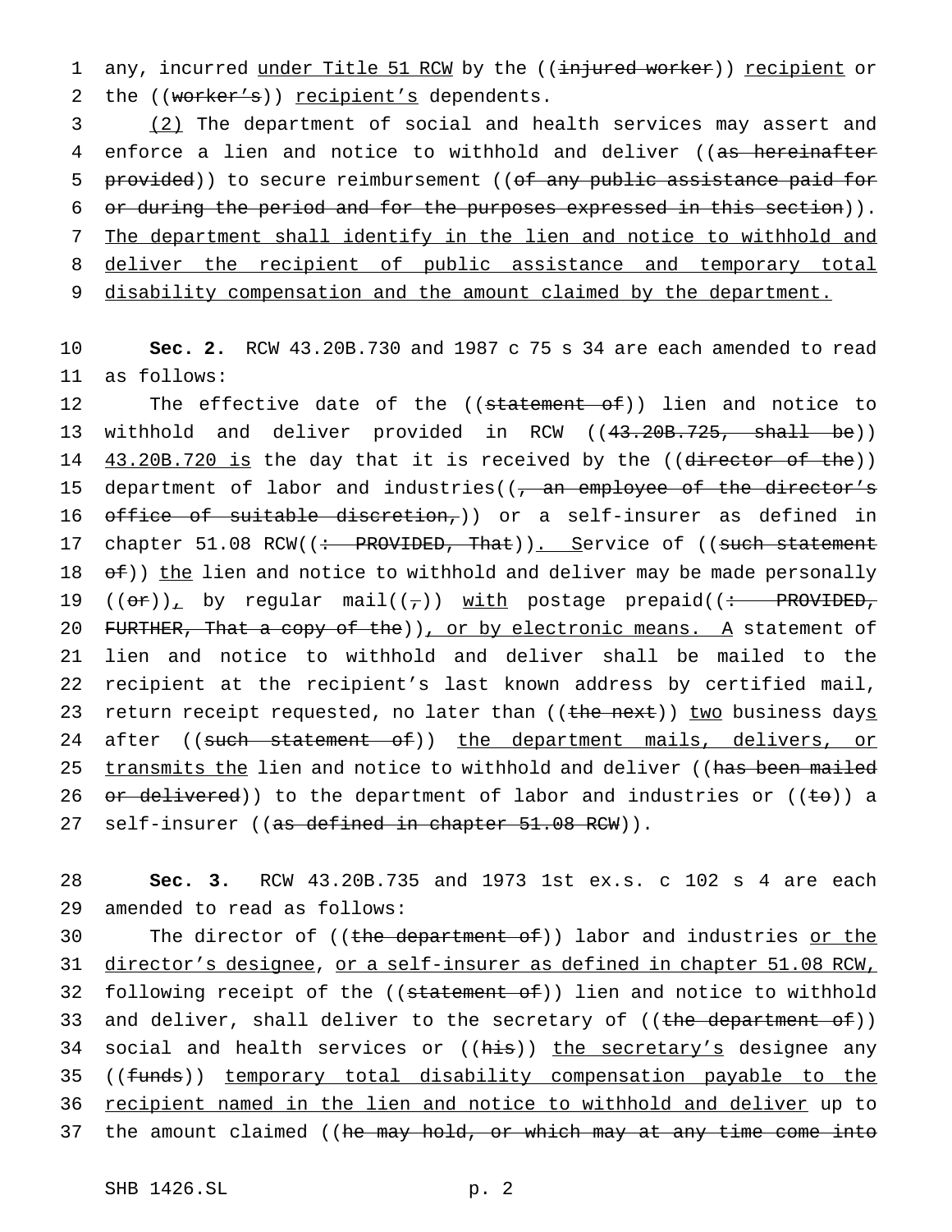any, incurred under Title 51 RCW by the ((~~injured worker~~)) recipient or the ((~~worker's~~)) recipient's dependents.

(2) The department of social and health services may assert and enforce a lien and notice to withhold and deliver ((~~as hereinafter provided~~)) to secure reimbursement ((~~of any public assistance paid for or during the period and for the purposes expressed in this section~~)). The department shall identify in the lien and notice to withhold and deliver the recipient of public assistance and temporary total disability compensation and the amount claimed by the department.

**Sec. 2.** RCW 43.20B.730 and 1987 c 75 s 34 are each amended to read as follows:

The effective date of the ((~~statement of~~)) lien and notice to withhold and deliver provided in RCW ((~~43.20B.725, shall be~~)) 43.20B.720 is the day that it is received by the ((~~director of the~~)) department of labor and industries((~~, an employee of the director's office of suitable discretion,~~)) or a self-insurer as defined in chapter 51.08 RCW((~~: PROVIDED, That~~)). Service of ((~~such statement of~~)) the lien and notice to withhold and deliver may be made personally ((~~or~~)), by regular mail((~~,~~)) with postage prepaid((~~: PROVIDED, FURTHER, That a copy of the~~)), or by electronic means. A statement of lien and notice to withhold and deliver shall be mailed to the recipient at the recipient's last known address by certified mail, return receipt requested, no later than ((~~the next~~)) two business days after ((~~such statement of~~)) the department mails, delivers, or transmits the lien and notice to withhold and deliver ((~~has been mailed or delivered~~)) to the department of labor and industries or ((~~to~~)) a self-insurer ((~~as defined in chapter 51.08 RCW~~)).

**Sec. 3.** RCW 43.20B.735 and 1973 1st ex.s. c 102 s 4 are each amended to read as follows:

The director of ((~~the department of~~)) labor and industries or the director's designee, or a self-insurer as defined in chapter 51.08 RCW, following receipt of the ((~~statement of~~)) lien and notice to withhold and deliver, shall deliver to the secretary of ((~~the department of~~)) social and health services or ((~~his~~)) the secretary's designee any ((~~funds~~)) temporary total disability compensation payable to the recipient named in the lien and notice to withhold and deliver up to the amount claimed ((~~he may hold, or which may at any time come into~~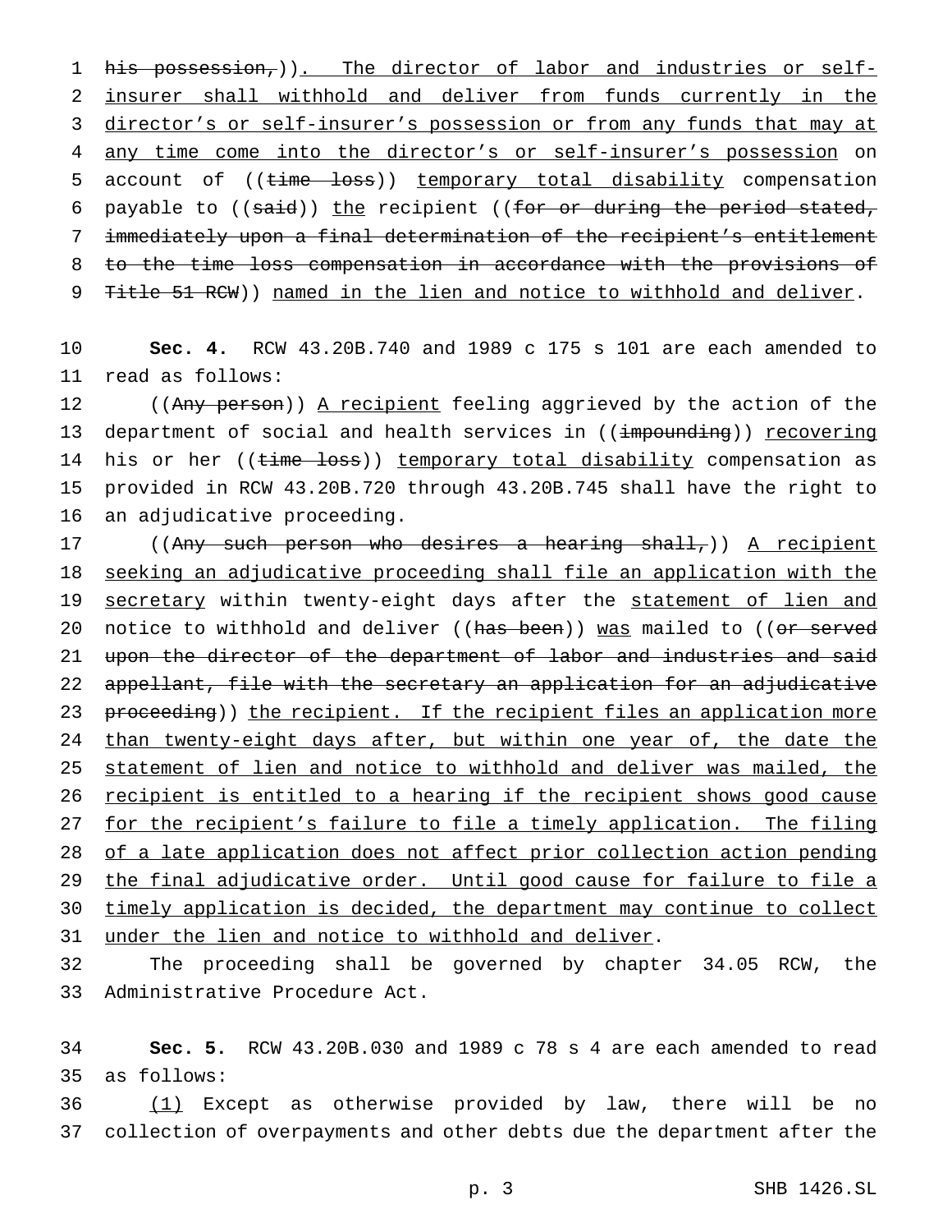~~his possession,~~)). The director of labor and industries or self-insurer shall withhold and deliver from funds currently in the director's or self-insurer's possession or from any funds that may at any time come into the director's or self-insurer's possession on account of ((~~time loss~~)) temporary total disability compensation payable to ((~~said~~)) the recipient ((~~for or during the period stated, immediately upon a final determination of the recipient's entitlement to the time loss compensation in accordance with the provisions of Title 51 RCW~~)) named in the lien and notice to withhold and deliver.

**Sec. 4.** RCW 43.20B.740 and 1989 c 175 s 101 are each amended to read as follows:

((~~Any person~~)) A recipient feeling aggrieved by the action of the department of social and health services in ((~~impounding~~)) recovering his or her ((~~time loss~~)) temporary total disability compensation as provided in RCW 43.20B.720 through 43.20B.745 shall have the right to an adjudicative proceeding.

((~~Any such person who desires a hearing shall,~~)) A recipient seeking an adjudicative proceeding shall file an application with the secretary within twenty-eight days after the statement of lien and notice to withhold and deliver ((~~has been~~)) was mailed to ((~~or served upon the director of the department of labor and industries and said appellant, file with the secretary an application for an adjudicative proceeding~~)) the recipient. If the recipient files an application more than twenty-eight days after, but within one year of, the date the statement of lien and notice to withhold and deliver was mailed, the recipient is entitled to a hearing if the recipient shows good cause for the recipient's failure to file a timely application. The filing of a late application does not affect prior collection action pending the final adjudicative order. Until good cause for failure to file a timely application is decided, the department may continue to collect under the lien and notice to withhold and deliver.

The proceeding shall be governed by chapter 34.05 RCW, the Administrative Procedure Act.

**Sec. 5.** RCW 43.20B.030 and 1989 c 78 s 4 are each amended to read as follows:

(1) Except as otherwise provided by law, there will be no collection of overpayments and other debts due the department after the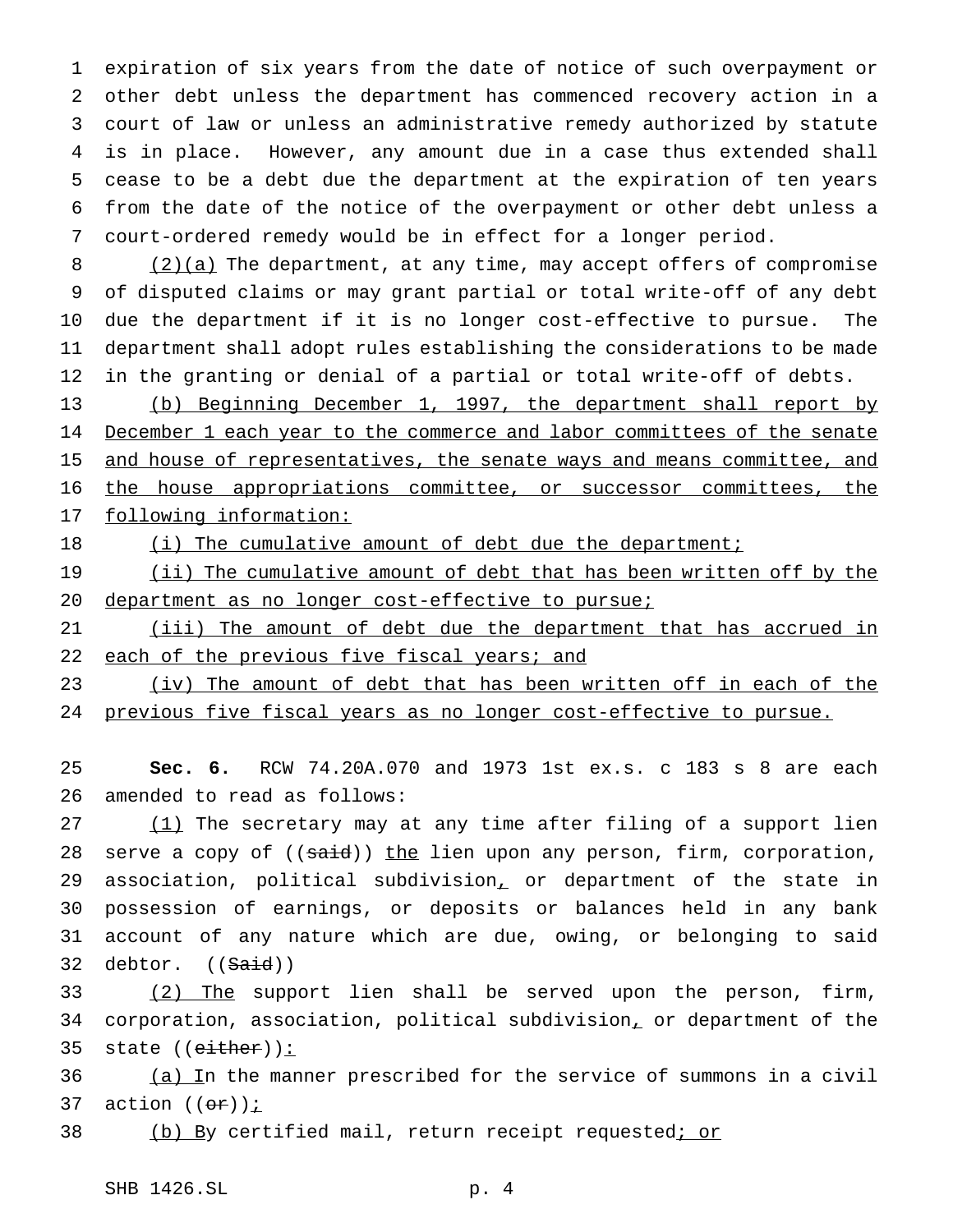expiration of six years from the date of notice of such overpayment or other debt unless the department has commenced recovery action in a court of law or unless an administrative remedy authorized by statute is in place. However, any amount due in a case thus extended shall cease to be a debt due the department at the expiration of ten years from the date of the notice of the overpayment or other debt unless a court-ordered remedy would be in effect for a longer period.

(2)(a) The department, at any time, may accept offers of compromise of disputed claims or may grant partial or total write-off of any debt due the department if it is no longer cost-effective to pursue. The department shall adopt rules establishing the considerations to be made in the granting or denial of a partial or total write-off of debts.

(b) Beginning December 1, 1997, the department shall report by December 1 each year to the commerce and labor committees of the senate and house of representatives, the senate ways and means committee, and the house appropriations committee, or successor committees, the following information:

(i) The cumulative amount of debt due the department;

(ii) The cumulative amount of debt that has been written off by the department as no longer cost-effective to pursue;

(iii) The amount of debt due the department that has accrued in each of the previous five fiscal years; and

(iv) The amount of debt that has been written off in each of the previous five fiscal years as no longer cost-effective to pursue.

**Sec. 6.** RCW 74.20A.070 and 1973 1st ex.s. c 183 s 8 are each amended to read as follows:

(1) The secretary may at any time after filing of a support lien serve a copy of ((~~said~~)) the lien upon any person, firm, corporation, association, political subdivision, or department of the state in possession of earnings, or deposits or balances held in any bank account of any nature which are due, owing, or belonging to said debtor. ((~~Said~~))

(2) The support lien shall be served upon the person, firm, corporation, association, political subdivision, or department of the state ((~~either~~)):

(a) In the manner prescribed for the service of summons in a civil action ((~~or~~));

(b) By certified mail, return receipt requested; or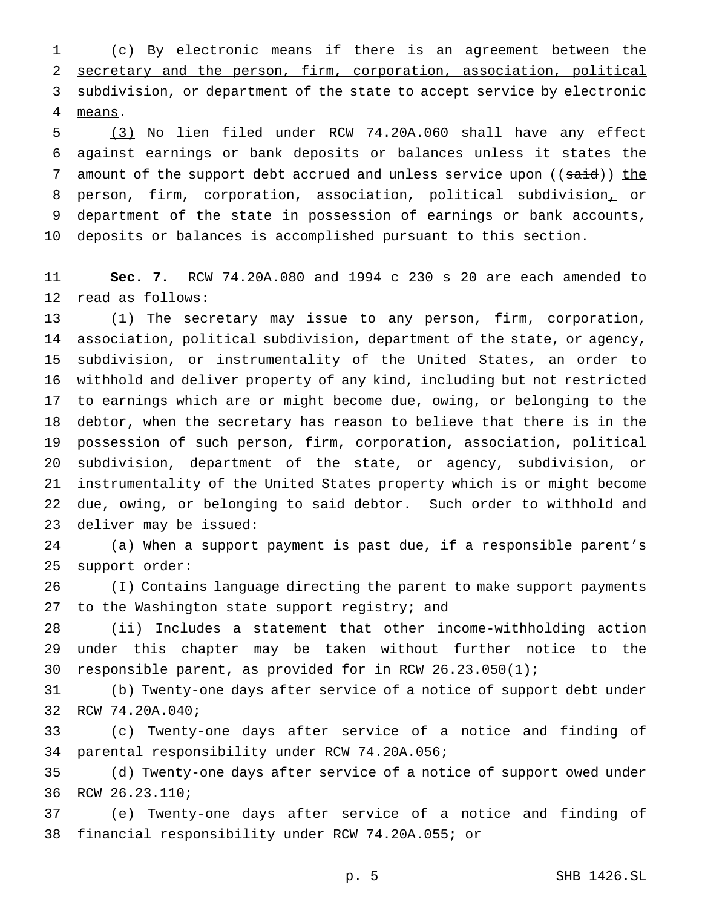(c) By electronic means if there is an agreement between the secretary and the person, firm, corporation, association, political subdivision, or department of the state to accept service by electronic means.

(3) No lien filed under RCW 74.20A.060 shall have any effect against earnings or bank deposits or balances unless it states the amount of the support debt accrued and unless service upon ((said)) the person, firm, corporation, association, political subdivision, or department of the state in possession of earnings or bank accounts, deposits or balances is accomplished pursuant to this section.

**Sec. 7.** RCW 74.20A.080 and 1994 c 230 s 20 are each amended to read as follows:

(1) The secretary may issue to any person, firm, corporation, association, political subdivision, department of the state, or agency, subdivision, or instrumentality of the United States, an order to withhold and deliver property of any kind, including but not restricted to earnings which are or might become due, owing, or belonging to the debtor, when the secretary has reason to believe that there is in the possession of such person, firm, corporation, association, political subdivision, department of the state, or agency, subdivision, or instrumentality of the United States property which is or might become due, owing, or belonging to said debtor. Such order to withhold and deliver may be issued:

(a) When a support payment is past due, if a responsible parent's support order:

(I) Contains language directing the parent to make support payments to the Washington state support registry; and

(ii) Includes a statement that other income-withholding action under this chapter may be taken without further notice to the responsible parent, as provided for in RCW 26.23.050(1);

(b) Twenty-one days after service of a notice of support debt under RCW 74.20A.040;

(c) Twenty-one days after service of a notice and finding of parental responsibility under RCW 74.20A.056;

(d) Twenty-one days after service of a notice of support owed under RCW 26.23.110;

(e) Twenty-one days after service of a notice and finding of financial responsibility under RCW 74.20A.055; or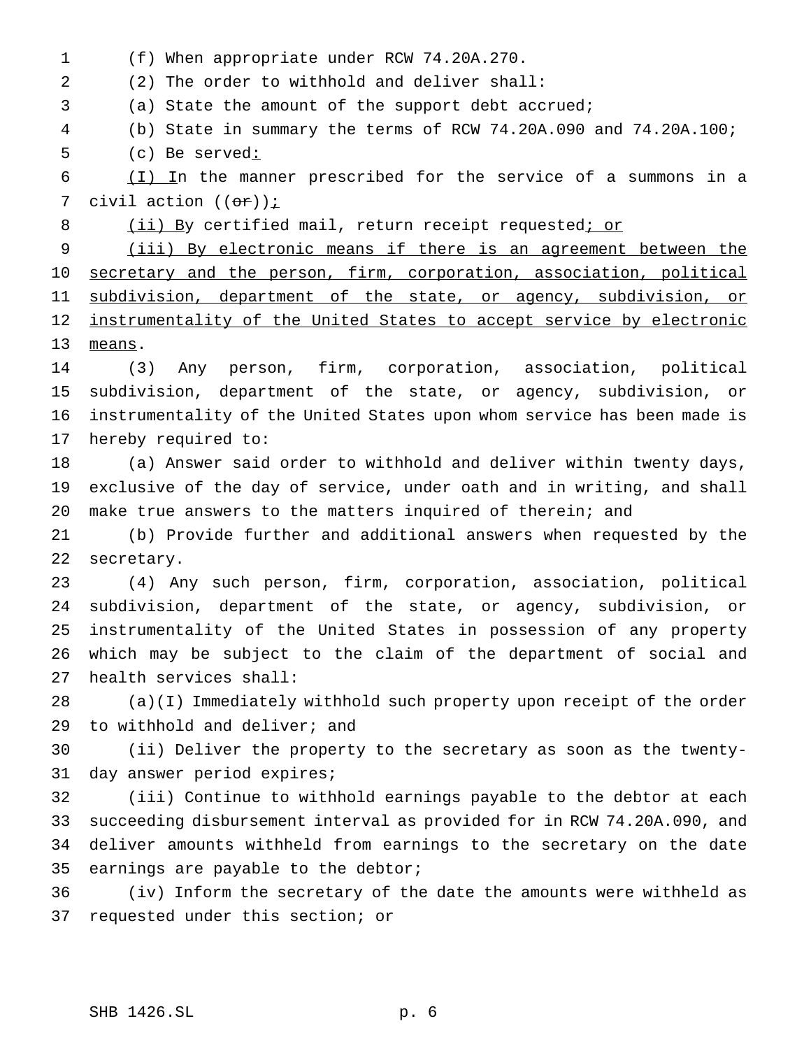(f) When appropriate under RCW 74.20A.270.

(2) The order to withhold and deliver shall:

(a) State the amount of the support debt accrued;

(b) State in summary the terms of RCW 74.20A.090 and 74.20A.100;

(c) Be served:

(I) In the manner prescribed for the service of a summons in a civil action ((or));

(ii) By certified mail, return receipt requested; or

(iii) By electronic means if there is an agreement between the secretary and the person, firm, corporation, association, political subdivision, department of the state, or agency, subdivision, or instrumentality of the United States to accept service by electronic means.

(3) Any person, firm, corporation, association, political subdivision, department of the state, or agency, subdivision, or instrumentality of the United States upon whom service has been made is hereby required to:

(a) Answer said order to withhold and deliver within twenty days, exclusive of the day of service, under oath and in writing, and shall make true answers to the matters inquired of therein; and

(b) Provide further and additional answers when requested by the secretary.

(4) Any such person, firm, corporation, association, political subdivision, department of the state, or agency, subdivision, or instrumentality of the United States in possession of any property which may be subject to the claim of the department of social and health services shall:

(a)(I) Immediately withhold such property upon receipt of the order to withhold and deliver; and

(ii) Deliver the property to the secretary as soon as the twenty-day answer period expires;

(iii) Continue to withhold earnings payable to the debtor at each succeeding disbursement interval as provided for in RCW 74.20A.090, and deliver amounts withheld from earnings to the secretary on the date earnings are payable to the debtor;

(iv) Inform the secretary of the date the amounts were withheld as requested under this section; or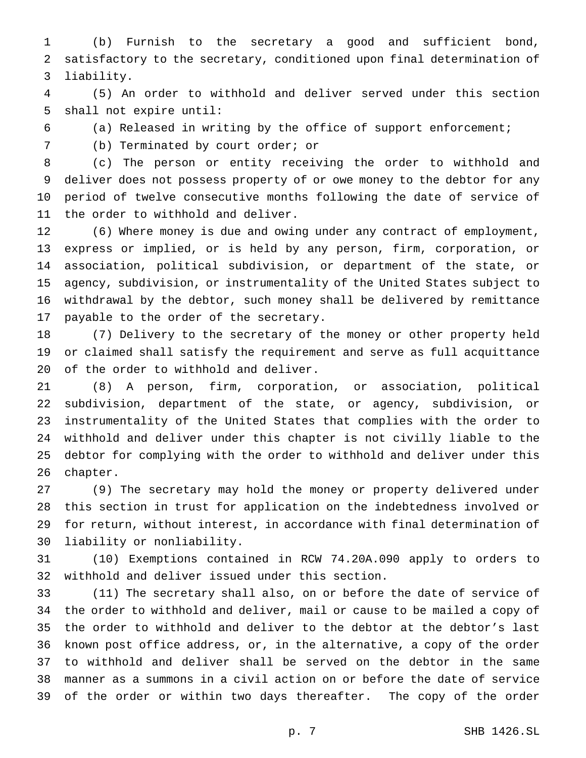(b) Furnish to the secretary a good and sufficient bond, satisfactory to the secretary, conditioned upon final determination of liability.

(5) An order to withhold and deliver served under this section shall not expire until:

(a) Released in writing by the office of support enforcement;

(b) Terminated by court order; or

(c) The person or entity receiving the order to withhold and deliver does not possess property of or owe money to the debtor for any period of twelve consecutive months following the date of service of the order to withhold and deliver.

(6) Where money is due and owing under any contract of employment, express or implied, or is held by any person, firm, corporation, or association, political subdivision, or department of the state, or agency, subdivision, or instrumentality of the United States subject to withdrawal by the debtor, such money shall be delivered by remittance payable to the order of the secretary.

(7) Delivery to the secretary of the money or other property held or claimed shall satisfy the requirement and serve as full acquittance of the order to withhold and deliver.

(8) A person, firm, corporation, or association, political subdivision, department of the state, or agency, subdivision, or instrumentality of the United States that complies with the order to withhold and deliver under this chapter is not civilly liable to the debtor for complying with the order to withhold and deliver under this chapter.

(9) The secretary may hold the money or property delivered under this section in trust for application on the indebtedness involved or for return, without interest, in accordance with final determination of liability or nonliability.

(10) Exemptions contained in RCW 74.20A.090 apply to orders to withhold and deliver issued under this section.

(11) The secretary shall also, on or before the date of service of the order to withhold and deliver, mail or cause to be mailed a copy of the order to withhold and deliver to the debtor at the debtor's last known post office address, or, in the alternative, a copy of the order to withhold and deliver shall be served on the debtor in the same manner as a summons in a civil action on or before the date of service of the order or within two days thereafter. The copy of the order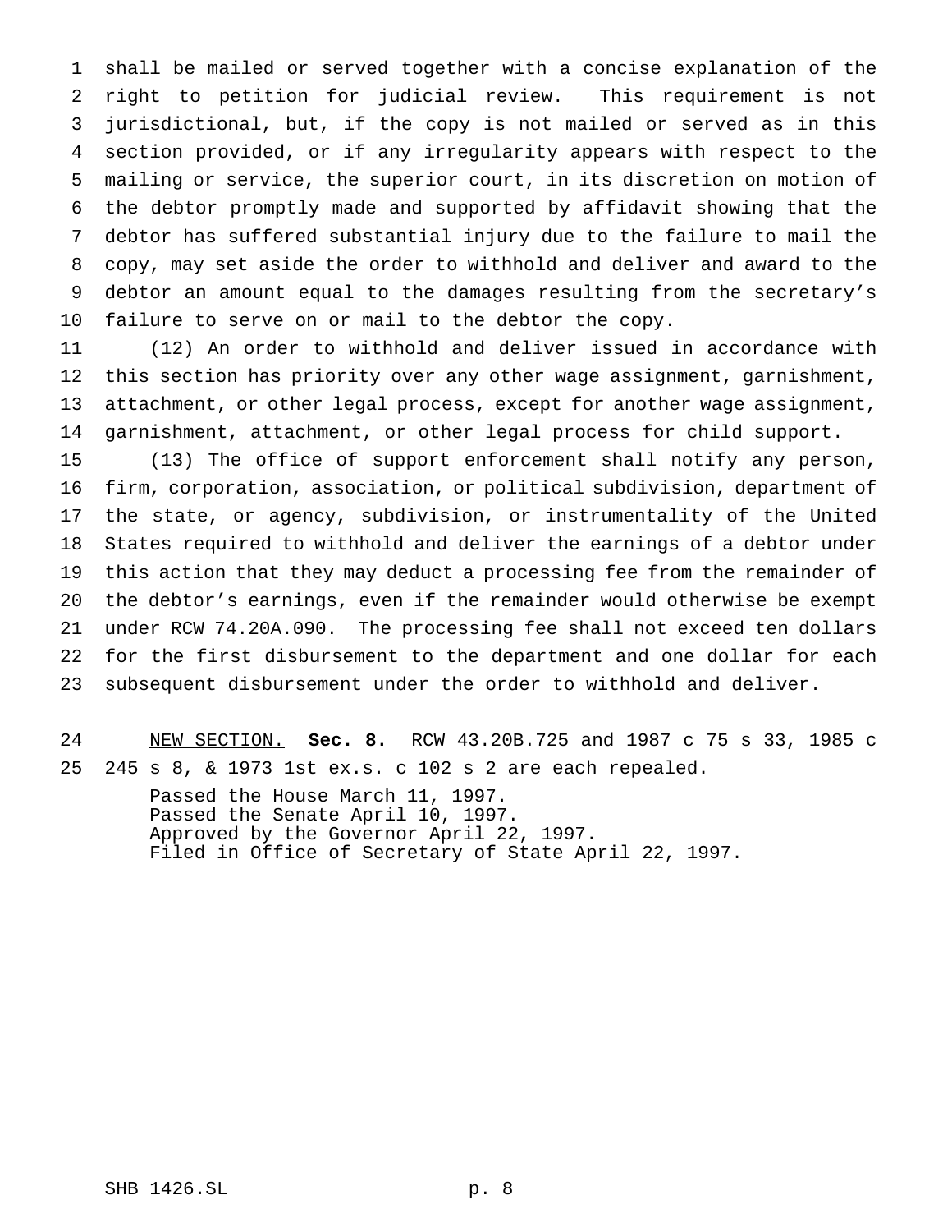shall be mailed or served together with a concise explanation of the right to petition for judicial review. This requirement is not jurisdictional, but, if the copy is not mailed or served as in this section provided, or if any irregularity appears with respect to the mailing or service, the superior court, in its discretion on motion of the debtor promptly made and supported by affidavit showing that the debtor has suffered substantial injury due to the failure to mail the copy, may set aside the order to withhold and deliver and award to the debtor an amount equal to the damages resulting from the secretary's failure to serve on or mail to the debtor the copy.

(12) An order to withhold and deliver issued in accordance with this section has priority over any other wage assignment, garnishment, attachment, or other legal process, except for another wage assignment, garnishment, attachment, or other legal process for child support.

(13) The office of support enforcement shall notify any person, firm, corporation, association, or political subdivision, department of the state, or agency, subdivision, or instrumentality of the United States required to withhold and deliver the earnings of a debtor under this action that they may deduct a processing fee from the remainder of the debtor's earnings, even if the remainder would otherwise be exempt under RCW 74.20A.090. The processing fee shall not exceed ten dollars for the first disbursement to the department and one dollar for each subsequent disbursement under the order to withhold and deliver.

NEW SECTION. **Sec. 8.** RCW 43.20B.725 and 1987 c 75 s 33, 1985 c 245 s 8, & 1973 1st ex.s. c 102 s 2 are each repealed.

Passed the House March 11, 1997.
Passed the Senate April 10, 1997.
Approved by the Governor April 22, 1997.
Filed in Office of Secretary of State April 22, 1997.